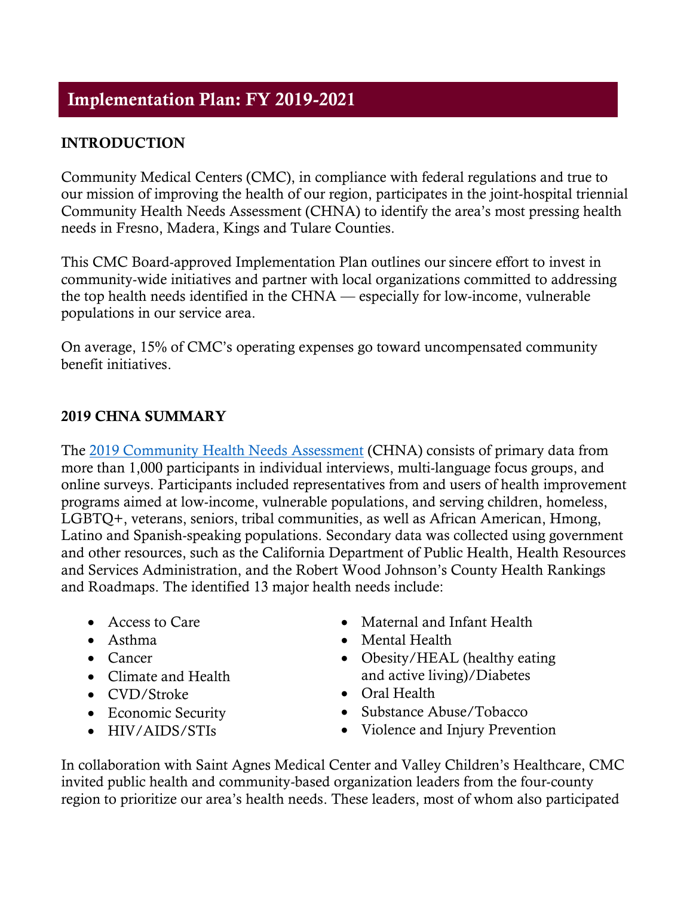# Implementation Plan: FY 2019-2021

## INTRODUCTION

Community Medical Centers (CMC), in compliance with federal regulations and true to our mission of improving the health of our region, participates in the joint-hospital triennial Community Health Needs Assessment (CHNA) to identify the area's most pressing health needs in Fresno, Madera, Kings and Tulare Counties.

This CMC Board-approved Implementation Plan outlines our sincere effort to invest in community-wide initiatives and partner with local organizations committed to addressing the top health needs identified in the CHNA — especially for low-income, vulnerable populations in our service area.

On average, 15% of CMC's operating expenses go toward uncompensated community benefit initiatives.

## 2019 CHNA SUMMARY

The [2019 Community Health Needs Assessment](#) (CHNA) consists of primary data from more than 1,000 participants in individual interviews, multi-language focus groups, and online surveys. Participants included representatives from and users of health improvement programs aimed at low-income, vulnerable populations, and serving children, homeless, LGBTQ+, veterans, seniors, tribal communities, as well as African American, Hmong, Latino and Spanish-speaking populations. Secondary data was collected using government and other resources, such as the California Department of Public Health, Health Resources and Services Administration, and the Robert Wood Johnson's County Health Rankings and Roadmaps. The identified 13 major health needs include:

- Access to Care
- Asthma
- Cancer
- Climate and Health
- CVD/Stroke
- Economic Security
- HIV/AIDS/STIs
- Maternal and Infant Health
- Mental Health
- Obesity/HEAL (healthy eating and active living)/Diabetes
- Oral Health
- Substance Abuse/Tobacco
- Violence and Injury Prevention

In collaboration with Saint Agnes Medical Center and Valley Children's Healthcare, CMC invited public health and community-based organization leaders from the four-county region to prioritize our area's health needs. These leaders, most of whom also participated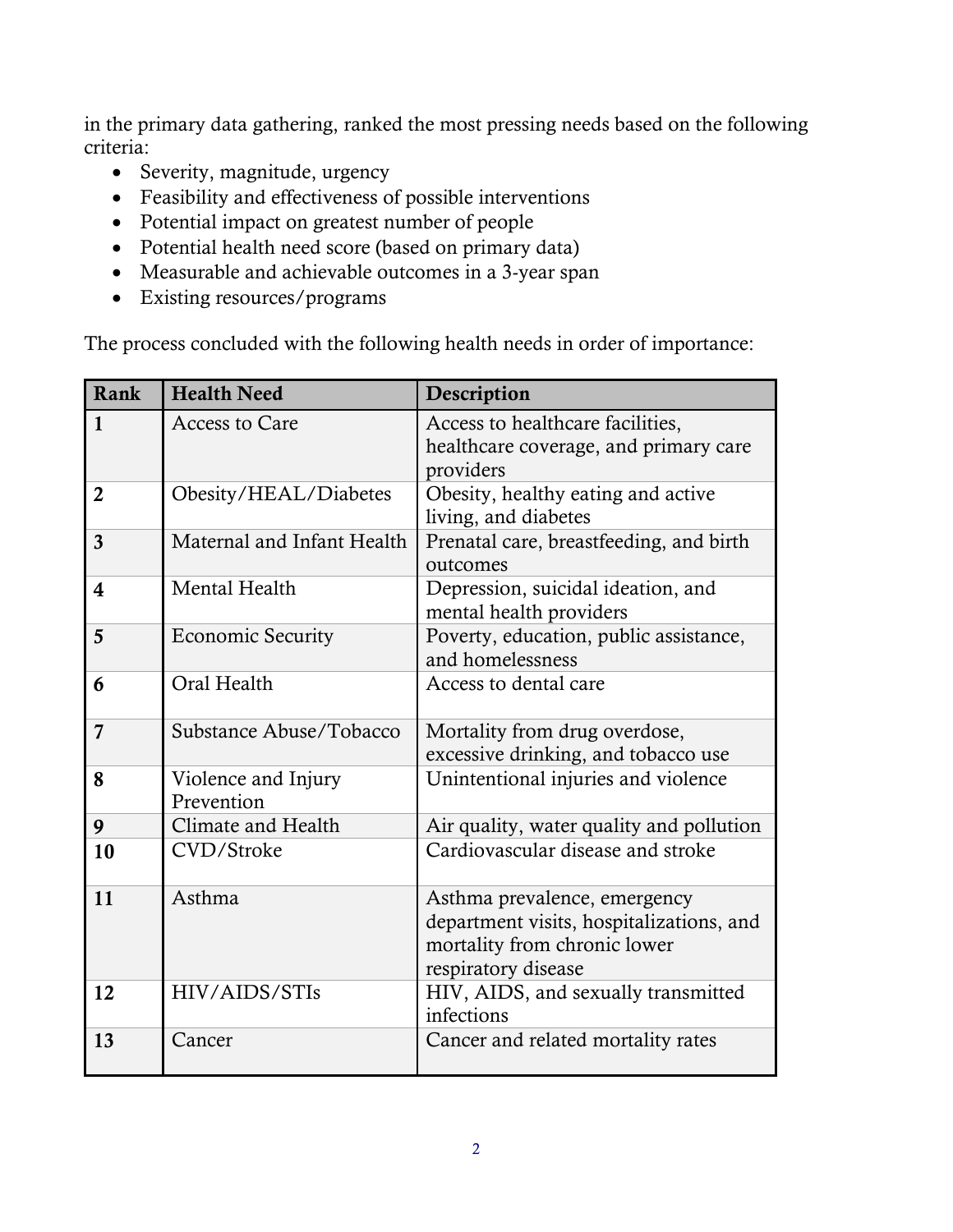in the primary data gathering, ranked the most pressing needs based on the following criteria:

- Severity, magnitude, urgency
- Feasibility and effectiveness of possible interventions
- Potential impact on greatest number of people
- Potential health need score (based on primary data)
- Measurable and achievable outcomes in a 3-year span
- Existing resources/programs

The process concluded with the following health needs in order of importance:

| Rank | Health Need | Description |
|---|---|---|
| **1** | Access to Care | Access to healthcare facilities, healthcare coverage, and primary care providers |
| **2** | Obesity/HEAL/Diabetes | Obesity, healthy eating and active living, and diabetes |
| **3** | Maternal and Infant Health | Prenatal care, breastfeeding, and birth outcomes |
| **4** | Mental Health | Depression, suicidal ideation, and mental health providers |
| **5** | Economic Security | Poverty, education, public assistance, and homelessness |
| **6** | Oral Health | Access to dental care |
| **7** | Substance Abuse/Tobacco | Mortality from drug overdose, excessive drinking, and tobacco use |
| **8** | Violence and Injury Prevention | Unintentional injuries and violence |
| **9** | Climate and Health | Air quality, water quality and pollution |
| **10** | CVD/Stroke | Cardiovascular disease and stroke |
| **11** | Asthma | Asthma prevalence, emergency department visits, hospitalizations, and mortality from chronic lower respiratory disease |
| **12** | HIV/AIDS/STIs | HIV, AIDS, and sexually transmitted infections |
| **13** | Cancer | Cancer and related mortality rates |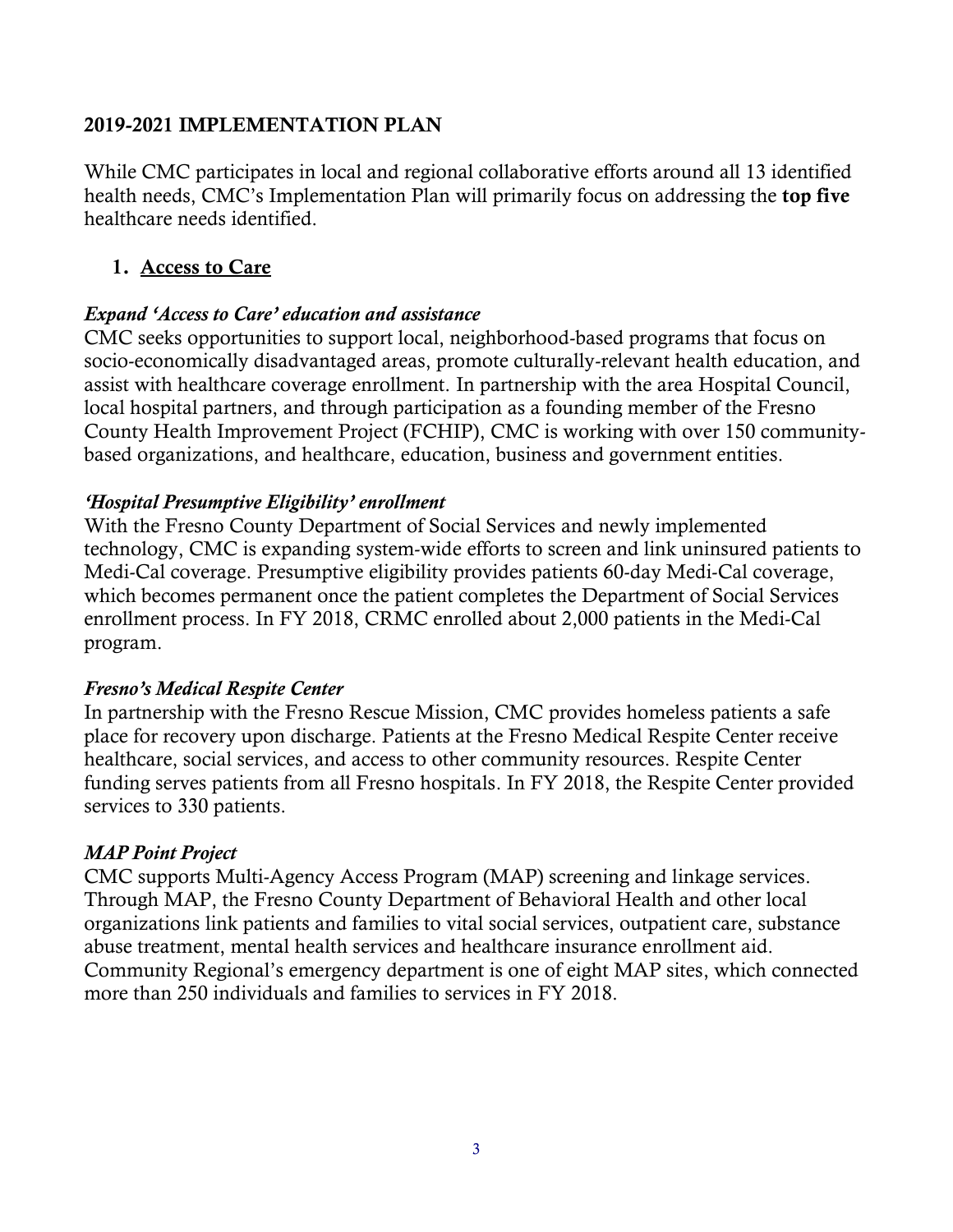## 2019-2021 IMPLEMENTATION PLAN

While CMC participates in local and regional collaborative efforts around all 13 identified health needs, CMC's Implementation Plan will primarily focus on addressing the **top five** healthcare needs identified.

### 1. Access to Care

#### *Expand 'Access to Care' education and assistance*

CMC seeks opportunities to support local, neighborhood-based programs that focus on socio-economically disadvantaged areas, promote culturally-relevant health education, and assist with healthcare coverage enrollment. In partnership with the area Hospital Council, local hospital partners, and through participation as a founding member of the Fresno County Health Improvement Project (FCHIP), CMC is working with over 150 community-based organizations, and healthcare, education, business and government entities.

#### *'Hospital Presumptive Eligibility' enrollment*

With the Fresno County Department of Social Services and newly implemented technology, CMC is expanding system-wide efforts to screen and link uninsured patients to Medi-Cal coverage. Presumptive eligibility provides patients 60-day Medi-Cal coverage, which becomes permanent once the patient completes the Department of Social Services enrollment process. In FY 2018, CRMC enrolled about 2,000 patients in the Medi-Cal program.

#### *Fresno's Medical Respite Center*

In partnership with the Fresno Rescue Mission, CMC provides homeless patients a safe place for recovery upon discharge. Patients at the Fresno Medical Respite Center receive healthcare, social services, and access to other community resources. Respite Center funding serves patients from all Fresno hospitals. In FY 2018, the Respite Center provided services to 330 patients.

#### *MAP Point Project*

CMC supports Multi-Agency Access Program (MAP) screening and linkage services. Through MAP, the Fresno County Department of Behavioral Health and other local organizations link patients and families to vital social services, outpatient care, substance abuse treatment, mental health services and healthcare insurance enrollment aid. Community Regional's emergency department is one of eight MAP sites, which connected more than 250 individuals and families to services in FY 2018.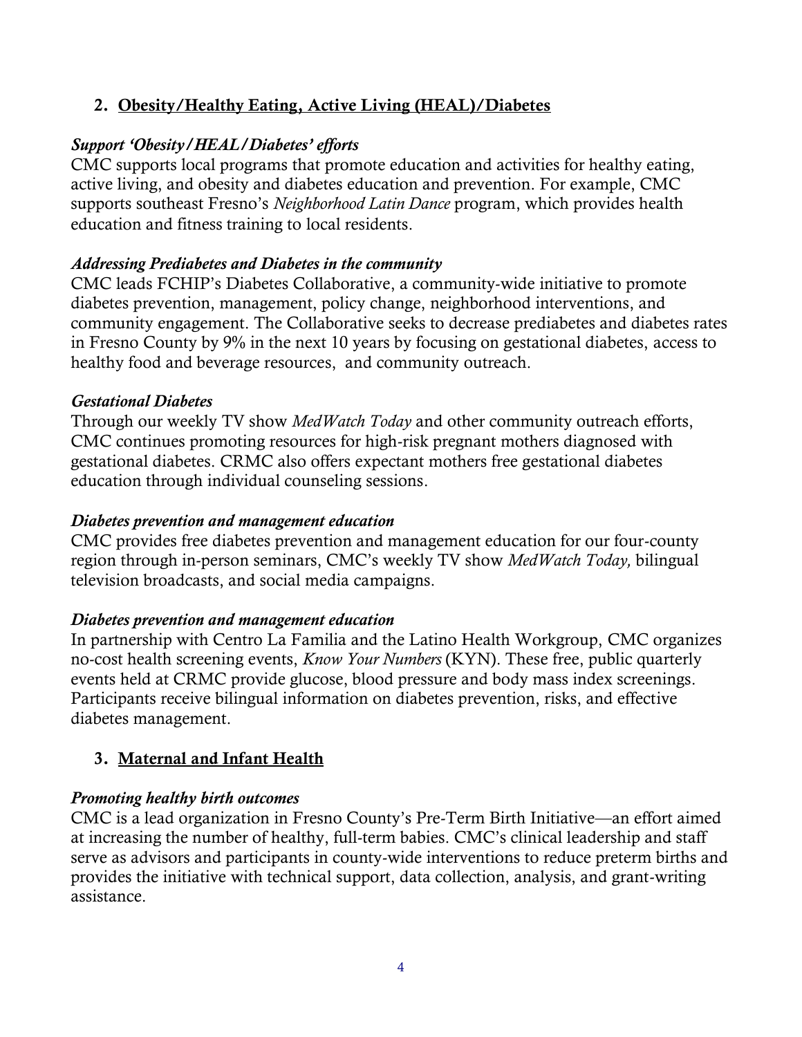## 2. Obesity/Healthy Eating, Active Living (HEAL)/Diabetes

*Support 'Obesity/HEAL/Diabetes' efforts*

CMC supports local programs that promote education and activities for healthy eating, active living, and obesity and diabetes education and prevention. For example, CMC supports southeast Fresno's *Neighborhood Latin Dance* program, which provides health education and fitness training to local residents.

*Addressing Prediabetes and Diabetes in the community*

CMC leads FCHIP's Diabetes Collaborative, a community-wide initiative to promote diabetes prevention, management, policy change, neighborhood interventions, and community engagement. The Collaborative seeks to decrease prediabetes and diabetes rates in Fresno County by 9% in the next 10 years by focusing on gestational diabetes, access to healthy food and beverage resources,  and community outreach.

*Gestational Diabetes*

Through our weekly TV show *MedWatch Today* and other community outreach efforts, CMC continues promoting resources for high-risk pregnant mothers diagnosed with gestational diabetes. CRMC also offers expectant mothers free gestational diabetes education through individual counseling sessions.

*Diabetes prevention and management education*

CMC provides free diabetes prevention and management education for our four-county region through in-person seminars, CMC's weekly TV show *MedWatch Today,* bilingual television broadcasts, and social media campaigns.

*Diabetes prevention and management education*

In partnership with Centro La Familia and the Latino Health Workgroup, CMC organizes no-cost health screening events, *Know Your Numbers* (KYN). These free, public quarterly events held at CRMC provide glucose, blood pressure and body mass index screenings. Participants receive bilingual information on diabetes prevention, risks, and effective diabetes management.

## 3. Maternal and Infant Health

*Promoting healthy birth outcomes*

CMC is a lead organization in Fresno County's Pre-Term Birth Initiative—an effort aimed at increasing the number of healthy, full-term babies. CMC's clinical leadership and staff serve as advisors and participants in county-wide interventions to reduce preterm births and provides the initiative with technical support, data collection, analysis, and grant-writing assistance.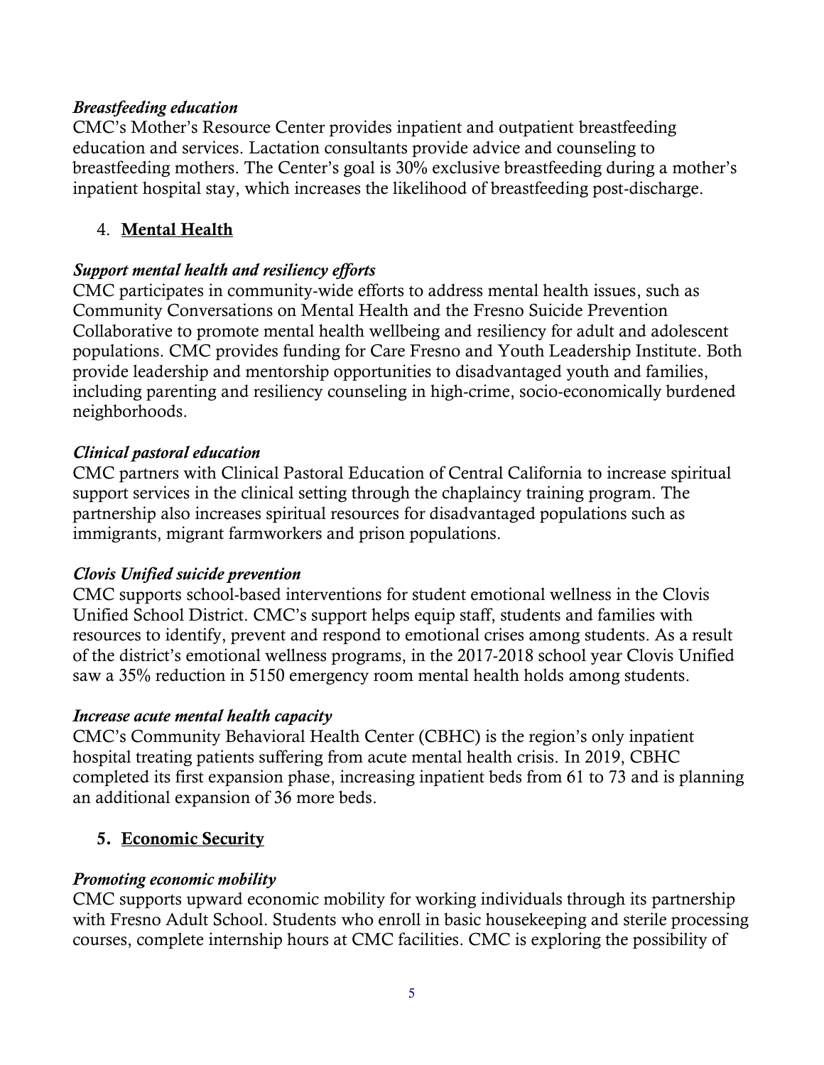*Breastfeeding education*
CMC's Mother's Resource Center provides inpatient and outpatient breastfeeding education and services. Lactation consultants provide advice and counseling to breastfeeding mothers. The Center's goal is 30% exclusive breastfeeding during a mother's inpatient hospital stay, which increases the likelihood of breastfeeding post-discharge.

4. **Mental Health**

*Support mental health and resiliency efforts*
CMC participates in community-wide efforts to address mental health issues, such as Community Conversations on Mental Health and the Fresno Suicide Prevention Collaborative to promote mental health wellbeing and resiliency for adult and adolescent populations. CMC provides funding for Care Fresno and Youth Leadership Institute. Both provide leadership and mentorship opportunities to disadvantaged youth and families, including parenting and resiliency counseling in high-crime, socio-economically burdened neighborhoods.

*Clinical pastoral education*
CMC partners with Clinical Pastoral Education of Central California to increase spiritual support services in the clinical setting through the chaplaincy training program. The partnership also increases spiritual resources for disadvantaged populations such as immigrants, migrant farmworkers and prison populations.

*Clovis Unified suicide prevention*
CMC supports school-based interventions for student emotional wellness in the Clovis Unified School District. CMC's support helps equip staff, students and families with resources to identify, prevent and respond to emotional crises among students. As a result of the district's emotional wellness programs, in the 2017-2018 school year Clovis Unified saw a 35% reduction in 5150 emergency room mental health holds among students.

*Increase acute mental health capacity*
CMC's Community Behavioral Health Center (CBHC) is the region's only inpatient hospital treating patients suffering from acute mental health crisis. In 2019, CBHC completed its first expansion phase, increasing inpatient beds from 61 to 73 and is planning an additional expansion of 36 more beds.

5. **Economic Security**

*Promoting economic mobility*
CMC supports upward economic mobility for working individuals through its partnership with Fresno Adult School. Students who enroll in basic housekeeping and sterile processing courses, complete internship hours at CMC facilities. CMC is exploring the possibility of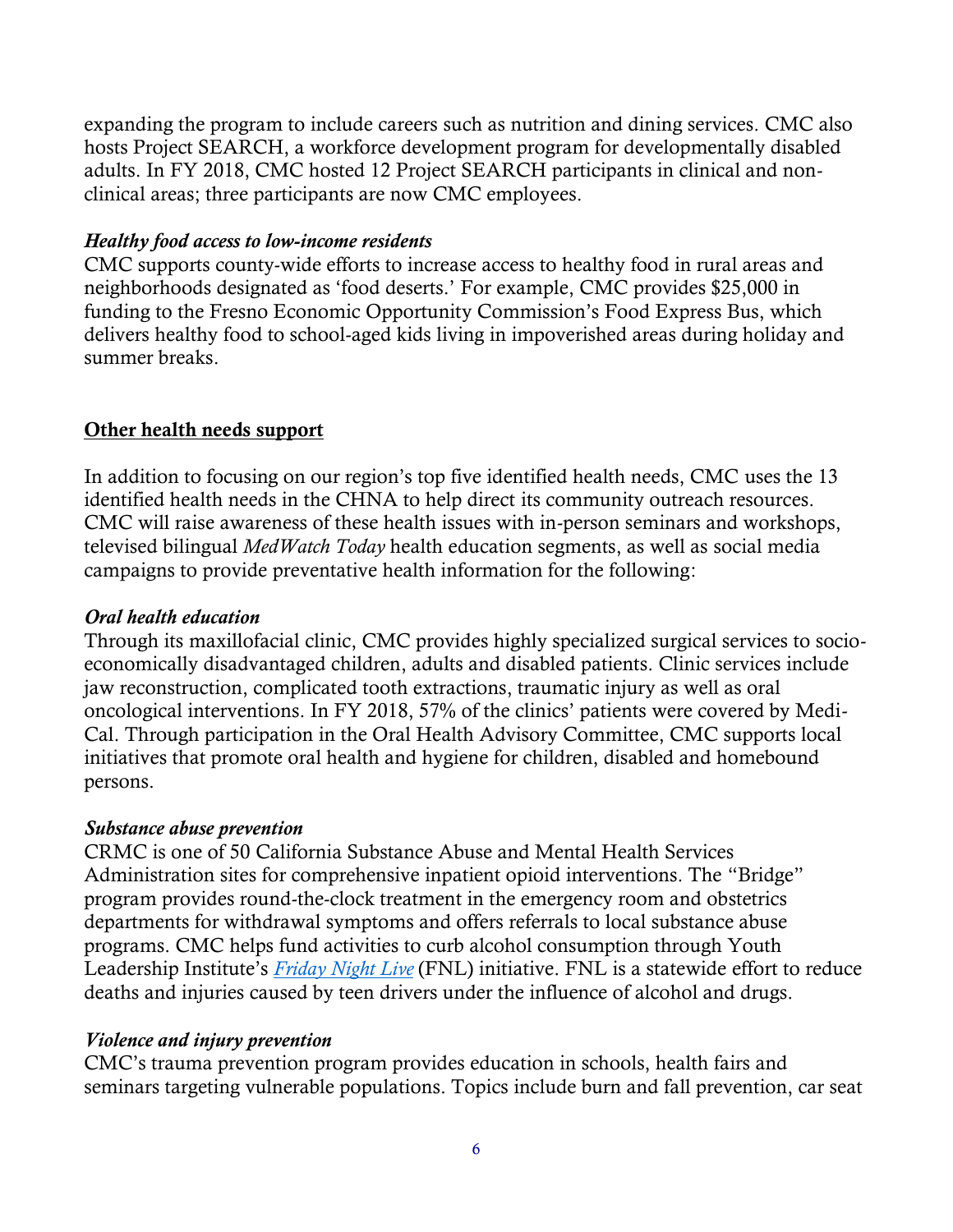expanding the program to include careers such as nutrition and dining services. CMC also hosts Project SEARCH, a workforce development program for developmentally disabled adults. In FY 2018, CMC hosted 12 Project SEARCH participants in clinical and non-clinical areas; three participants are now CMC employees.

***Healthy food access to low-income residents***

CMC supports county-wide efforts to increase access to healthy food in rural areas and neighborhoods designated as 'food deserts.' For example, CMC provides $25,000 in funding to the Fresno Economic Opportunity Commission's Food Express Bus, which delivers healthy food to school-aged kids living in impoverished areas during holiday and summer breaks.

## <u>Other health needs support</u>

In addition to focusing on our region's top five identified health needs, CMC uses the 13 identified health needs in the CHNA to help direct its community outreach resources. CMC will raise awareness of these health issues with in-person seminars and workshops, televised bilingual *MedWatch Today* health education segments, as well as social media campaigns to provide preventative health information for the following:

***Oral health education***

Through its maxillofacial clinic, CMC provides highly specialized surgical services to socio-economically disadvantaged children, adults and disabled patients. Clinic services include jaw reconstruction, complicated tooth extractions, traumatic injury as well as oral oncological interventions. In FY 2018, 57% of the clinics' patients were covered by Medi-Cal. Through participation in the Oral Health Advisory Committee, CMC supports local initiatives that promote oral health and hygiene for children, disabled and homebound persons.

***Substance abuse prevention***

CRMC is one of 50 California Substance Abuse and Mental Health Services Administration sites for comprehensive inpatient opioid interventions. The "Bridge" program provides round-the-clock treatment in the emergency room and obstetrics departments for withdrawal symptoms and offers referrals to local substance abuse programs. CMC helps fund activities to curb alcohol consumption through Youth Leadership Institute's *Friday Night Live* (FNL) initiative. FNL is a statewide effort to reduce deaths and injuries caused by teen drivers under the influence of alcohol and drugs.

***Violence and injury prevention***

CMC's trauma prevention program provides education in schools, health fairs and seminars targeting vulnerable populations. Topics include burn and fall prevention, car seat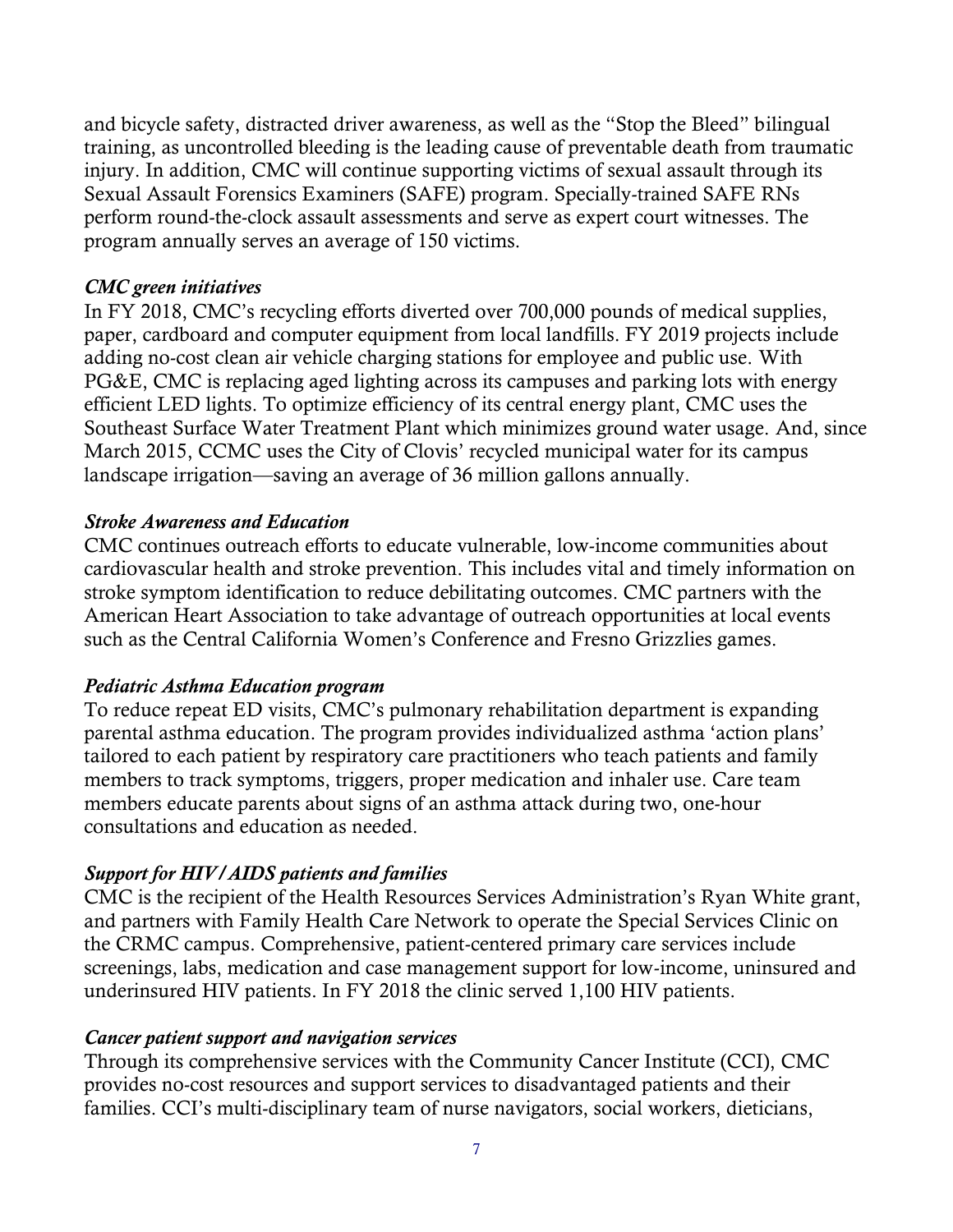and bicycle safety, distracted driver awareness, as well as the "Stop the Bleed" bilingual training, as uncontrolled bleeding is the leading cause of preventable death from traumatic injury. In addition, CMC will continue supporting victims of sexual assault through its Sexual Assault Forensics Examiners (SAFE) program. Specially-trained SAFE RNs perform round-the-clock assault assessments and serve as expert court witnesses. The program annually serves an average of 150 victims.

***CMC green initiatives***

In FY 2018, CMC's recycling efforts diverted over 700,000 pounds of medical supplies, paper, cardboard and computer equipment from local landfills. FY 2019 projects include adding no-cost clean air vehicle charging stations for employee and public use. With PG&E, CMC is replacing aged lighting across its campuses and parking lots with energy efficient LED lights. To optimize efficiency of its central energy plant, CMC uses the Southeast Surface Water Treatment Plant which minimizes ground water usage. And, since March 2015, CCMC uses the City of Clovis' recycled municipal water for its campus landscape irrigation—saving an average of 36 million gallons annually.

***Stroke Awareness and Education***

CMC continues outreach efforts to educate vulnerable, low-income communities about cardiovascular health and stroke prevention. This includes vital and timely information on stroke symptom identification to reduce debilitating outcomes. CMC partners with the American Heart Association to take advantage of outreach opportunities at local events such as the Central California Women's Conference and Fresno Grizzlies games.

***Pediatric Asthma Education program***

To reduce repeat ED visits, CMC's pulmonary rehabilitation department is expanding parental asthma education. The program provides individualized asthma 'action plans' tailored to each patient by respiratory care practitioners who teach patients and family members to track symptoms, triggers, proper medication and inhaler use. Care team members educate parents about signs of an asthma attack during two, one-hour consultations and education as needed.

***Support for HIV/AIDS patients and families***

CMC is the recipient of the Health Resources Services Administration's Ryan White grant, and partners with Family Health Care Network to operate the Special Services Clinic on the CRMC campus. Comprehensive, patient-centered primary care services include screenings, labs, medication and case management support for low-income, uninsured and underinsured HIV patients. In FY 2018 the clinic served 1,100 HIV patients.

***Cancer patient support and navigation services***

Through its comprehensive services with the Community Cancer Institute (CCI), CMC provides no-cost resources and support services to disadvantaged patients and their families. CCI's multi-disciplinary team of nurse navigators, social workers, dieticians,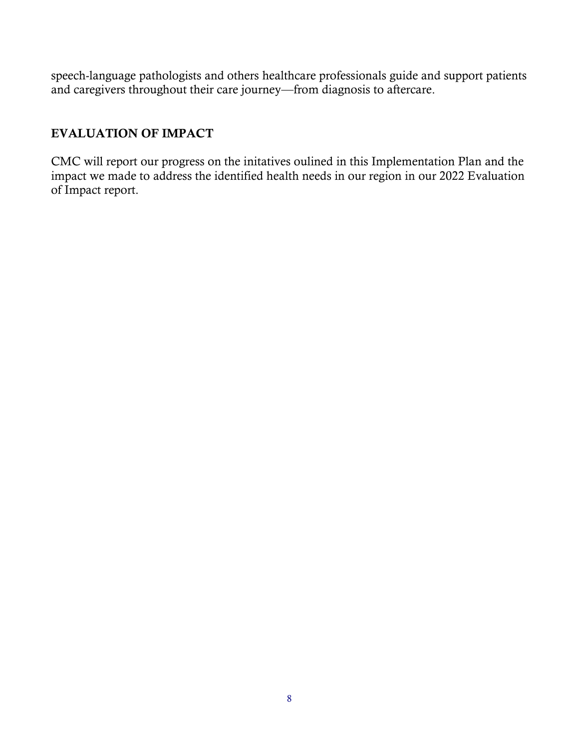speech-language pathologists and others healthcare professionals guide and support patients and caregivers throughout their care journey—from diagnosis to aftercare.

## EVALUATION OF IMPACT

CMC will report our progress on the initatives oulined in this Implementation Plan and the impact we made to address the identified health needs in our region in our 2022 Evaluation of Impact report.